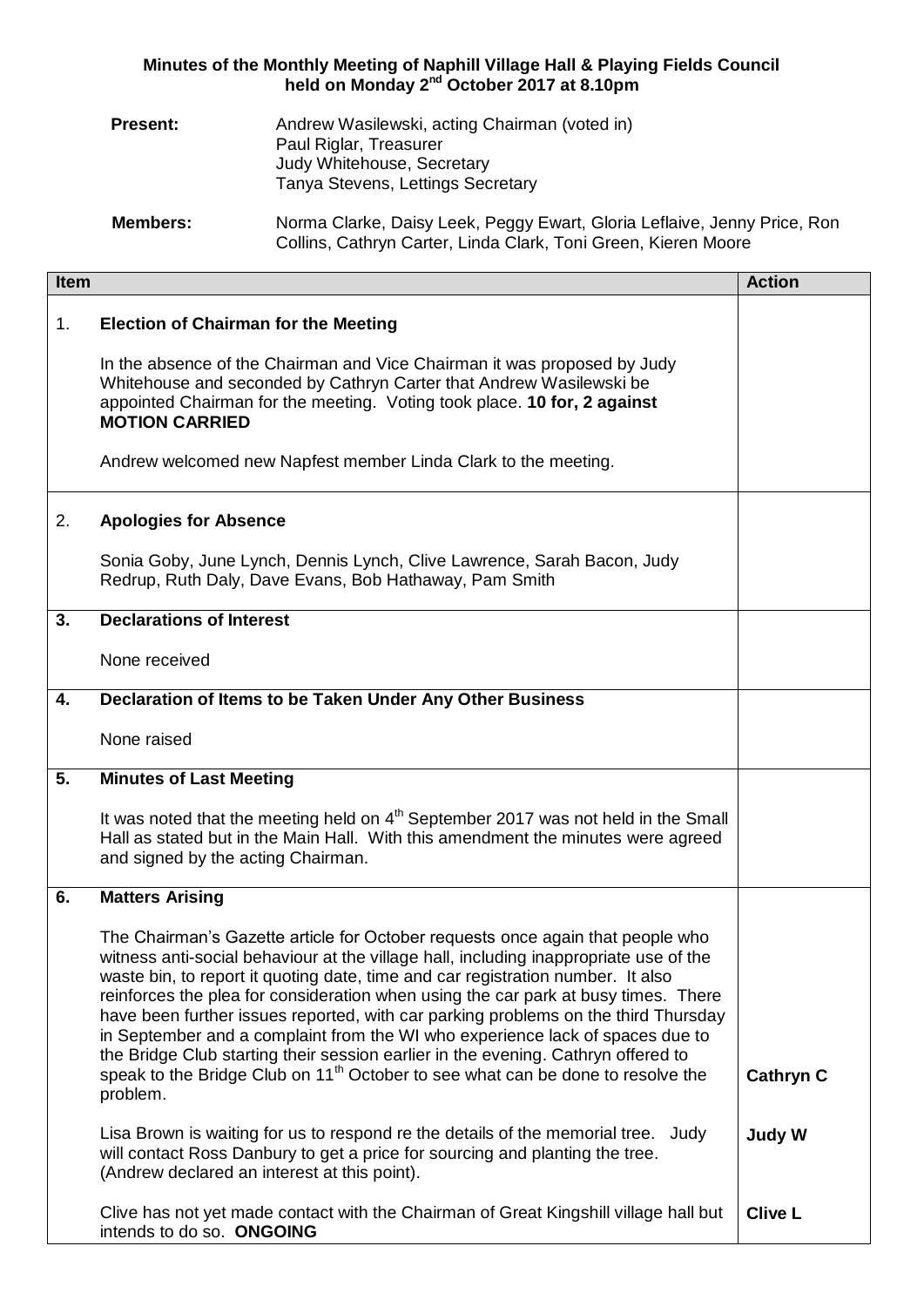**Minutes of the Monthly Meeting of Naphill Village Hall & Playing Fields Council held on Monday 2nd October 2017 at 8.10pm**

**Present:** Andrew Wasilewski, acting Chairman (voted in)
Paul Riglar, Treasurer
Judy Whitehouse, Secretary
Tanya Stevens, Lettings Secretary

**Members:** Norma Clarke, Daisy Leek, Peggy Ewart, Gloria Leflaive, Jenny Price, Ron Collins, Cathryn Carter, Linda Clark, Toni Green, Kieren Moore

| Item | | Action |
|---|---|---|
| 1. | **Election of Chairman for the Meeting**<br><br>In the absence of the Chairman and Vice Chairman it was proposed by Judy Whitehouse and seconded by Cathryn Carter that Andrew Wasilewski be appointed Chairman for the meeting. Voting took place. **10 for, 2 against MOTION CARRIED**<br><br>Andrew welcomed new Napfest member Linda Clark to the meeting. | |
| 2. | **Apologies for Absence**<br><br>Sonia Goby, June Lynch, Dennis Lynch, Clive Lawrence, Sarah Bacon, Judy Redrup, Ruth Daly, Dave Evans, Bob Hathaway, Pam Smith | |
| 3. | **Declarations of Interest**<br><br>None received | |
| 4. | **Declaration of Items to be Taken Under Any Other Business**<br><br>None raised | |
| 5. | **Minutes of Last Meeting**<br><br>It was noted that the meeting held on 4th September 2017 was not held in the Small Hall as stated but in the Main Hall. With this amendment the minutes were agreed and signed by the acting Chairman. | |
| 6. | **Matters Arising**<br><br>The Chairman's Gazette article for October requests once again that people who witness anti-social behaviour at the village hall, including inappropriate use of the waste bin, to report it quoting date, time and car registration number. It also reinforces the plea for consideration when using the car park at busy times. There have been further issues reported, with car parking problems on the third Thursday in September and a complaint from the WI who experience lack of spaces due to the Bridge Club starting their session earlier in the evening. Cathryn offered to speak to the Bridge Club on 11th October to see what can be done to resolve the problem. | **Cathryn C** |
| | Lisa Brown is waiting for us to respond re the details of the memorial tree. Judy will contact Ross Danbury to get a price for sourcing and planting the tree. (Andrew declared an interest at this point). | **Judy W** |
| | Clive has not yet made contact with the Chairman of Great Kingshill village hall but intends to do so. **ONGOING** | **Clive L** |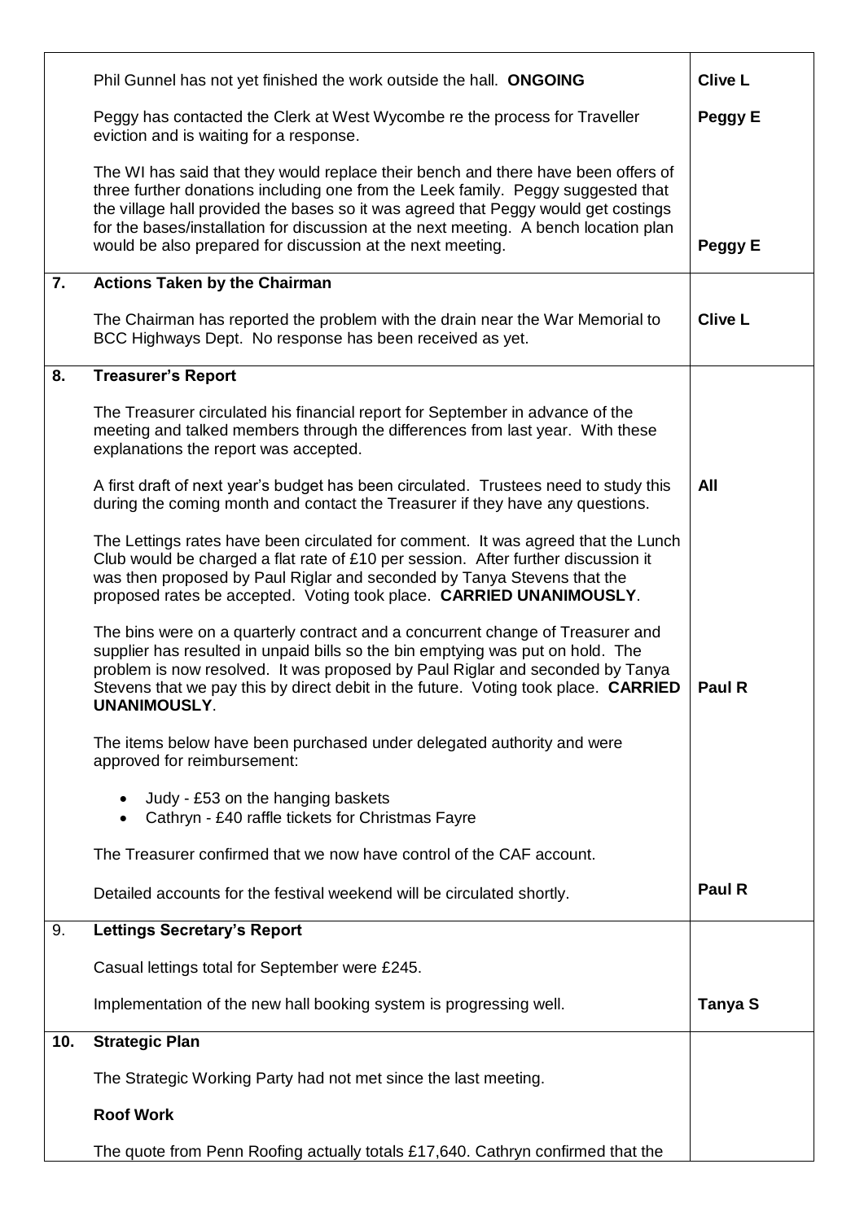| | | |
|---|---|---|
| | Phil Gunnel has not yet finished the work outside the hall. **ONGOING** | **Clive L** |
| | Peggy has contacted the Clerk at West Wycombe re the process for Traveller eviction and is waiting for a response. | **Peggy E** |
| | The WI has said that they would replace their bench and there have been offers of three further donations including one from the Leek family. Peggy suggested that the village hall provided the bases so it was agreed that Peggy would get costings for the bases/installation for discussion at the next meeting. A bench location plan would be also prepared for discussion at the next meeting. | **Peggy E** |
| **7.** | **Actions Taken by the Chairman** | |
| | The Chairman has reported the problem with the drain near the War Memorial to BCC Highways Dept. No response has been received as yet. | **Clive L** |
| **8.** | **Treasurer's Report** | |
| | The Treasurer circulated his financial report for September in advance of the meeting and talked members through the differences from last year. With these explanations the report was accepted. | |
| | A first draft of next year's budget has been circulated. Trustees need to study this during the coming month and contact the Treasurer if they have any questions. | **All** |
| | The Lettings rates have been circulated for comment. It was agreed that the Lunch Club would be charged a flat rate of £10 per session. After further discussion it was then proposed by Paul Riglar and seconded by Tanya Stevens that the proposed rates be accepted. Voting took place. **CARRIED UNANIMOUSLY**. | |
| | The bins were on a quarterly contract and a concurrent change of Treasurer and supplier has resulted in unpaid bills so the bin emptying was put on hold. The problem is now resolved. It was proposed by Paul Riglar and seconded by Tanya Stevens that we pay this by direct debit in the future. Voting took place. **CARRIED UNANIMOUSLY**. | **Paul R** |
| | The items below have been purchased under delegated authority and were approved for reimbursement:<br>• Judy - £53 on the hanging baskets<br>• Cathryn - £40 raffle tickets for Christmas Fayre | |
| | The Treasurer confirmed that we now have control of the CAF account. | |
| | Detailed accounts for the festival weekend will be circulated shortly. | **Paul R** |
| **9.** | **Lettings Secretary's Report** | |
| | Casual lettings total for September were £245. | |
| | Implementation of the new hall booking system is progressing well. | **Tanya S** |
| **10.** | **Strategic Plan** | |
| | The Strategic Working Party had not met since the last meeting. | |
| | **Roof Work** | |
| | The quote from Penn Roofing actually totals £17,640. Cathryn confirmed that the | |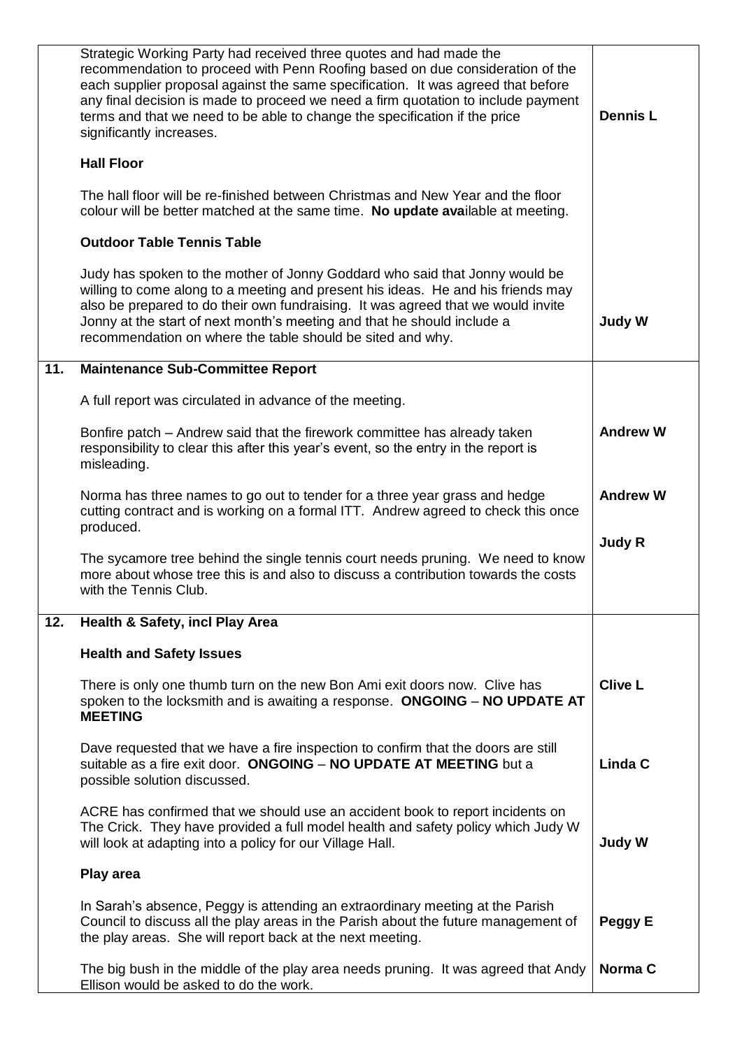| | | |
|---|---|---|
| | Strategic Working Party had received three quotes and had made the recommendation to proceed with Penn Roofing based on due consideration of the each supplier proposal against the same specification. It was agreed that before any final decision is made to proceed we need a firm quotation to include payment terms and that we need to be able to change the specification if the price significantly increases.<br><br>**Hall Floor**<br><br>The hall floor will be re-finished between Christmas and New Year and the floor colour will be better matched at the same time. **No update ava**ilable at meeting.<br><br>**Outdoor Table Tennis Table**<br><br>Judy has spoken to the mother of Jonny Goddard who said that Jonny would be willing to come along to a meeting and present his ideas. He and his friends may also be prepared to do their own fundraising. It was agreed that we would invite Jonny at the start of next month's meeting and that he should include a recommendation on where the table should be sited and why. | **Dennis L**<br><br><br><br><br><br><br><br>**Judy W** |
| **11.** | **Maintenance Sub-Committee Report**<br><br>A full report was circulated in advance of the meeting.<br><br>Bonfire patch – Andrew said that the firework committee has already taken responsibility to clear this after this year's event, so the entry in the report is misleading.<br><br>Norma has three names to go out to tender for a three year grass and hedge cutting contract and is working on a formal ITT. Andrew agreed to check this once produced.<br><br>The sycamore tree behind the single tennis court needs pruning. We need to know more about whose tree this is and also to discuss a contribution towards the costs with the Tennis Club. | <br><br><br>**Andrew W**<br><br>**Andrew W**<br><br>**Judy R** |
| **12.** | **Health & Safety, incl Play Area**<br><br>**Health and Safety Issues**<br><br>There is only one thumb turn on the new Bon Ami exit doors now. Clive has spoken to the locksmith and is awaiting a response. **ONGOING** – **NO UPDATE AT MEETING**<br><br>Dave requested that we have a fire inspection to confirm that the doors are still suitable as a fire exit door. **ONGOING** – **NO UPDATE AT MEETING** but a possible solution discussed.<br><br>ACRE has confirmed that we should use an accident book to report incidents on The Crick. They have provided a full model health and safety policy which Judy W will look at adapting into a policy for our Village Hall.<br><br>**Play area**<br><br>In Sarah's absence, Peggy is attending an extraordinary meeting at the Parish Council to discuss all the play areas in the Parish about the future management of the play areas. She will report back at the next meeting.<br><br>The big bush in the middle of the play area needs pruning. It was agreed that Andy Ellison would be asked to do the work. | <br><br><br>**Clive L**<br><br>**Linda C**<br><br>**Judy W**<br><br>**Peggy E**<br><br>**Norma C** |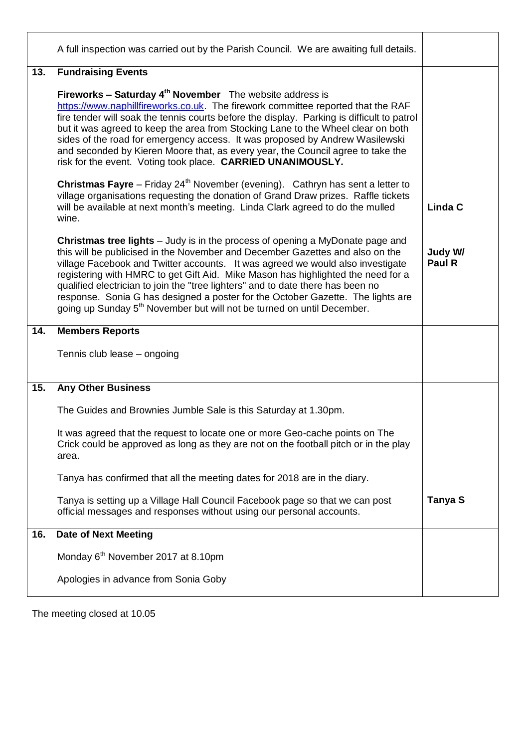| | | |
|---|---|---|
| | A full inspection was carried out by the Parish Council. We are awaiting full details. | |
| **13.** | **Fundraising Events**<br><br>**Fireworks – Saturday 4th November** The website address is https://www.naphillfireworks.co.uk. The firework committee reported that the RAF fire tender will soak the tennis courts before the display. Parking is difficult to patrol but it was agreed to keep the area from Stocking Lane to the Wheel clear on both sides of the road for emergency access. It was proposed by Andrew Wasilewski and seconded by Kieren Moore that, as every year, the Council agree to take the risk for the event. Voting took place. **CARRIED UNANIMOUSLY.**<br><br>**Christmas Fayre** – Friday 24th November (evening). Cathryn has sent a letter to village organisations requesting the donation of Grand Draw prizes. Raffle tickets will be available at next month's meeting. Linda Clark agreed to do the mulled wine.<br><br>**Christmas tree lights** – Judy is in the process of opening a MyDonate page and this will be publicised in the November and December Gazettes and also on the village Facebook and Twitter accounts. It was agreed we would also investigate registering with HMRC to get Gift Aid. Mike Mason has highlighted the need for a qualified electrician to join the "tree lighters" and to date there has been no response. Sonia G has designed a poster for the October Gazette. The lights are going up Sunday 5th November but will not be turned on until December. | <br><br><br><br><br><br><br><br><br><br>**Linda C**<br><br><br>**Judy W/ Paul R** |
| **14.** | **Members Reports**<br><br>Tennis club lease – ongoing | |
| **15.** | **Any Other Business**<br><br>The Guides and Brownies Jumble Sale is this Saturday at 1.30pm.<br><br>It was agreed that the request to locate one or more Geo-cache points on The Crick could be approved as long as they are not on the football pitch or in the play area.<br><br>Tanya has confirmed that all the meeting dates for 2018 are in the diary.<br><br>Tanya is setting up a Village Hall Council Facebook page so that we can post official messages and responses without using our personal accounts. | <br><br><br><br><br><br><br><br><br>**Tanya S** |
| **16.** | **Date of Next Meeting**<br><br>Monday 6th November 2017 at 8.10pm<br><br>Apologies in advance from Sonia Goby | |

The meeting closed at 10.05